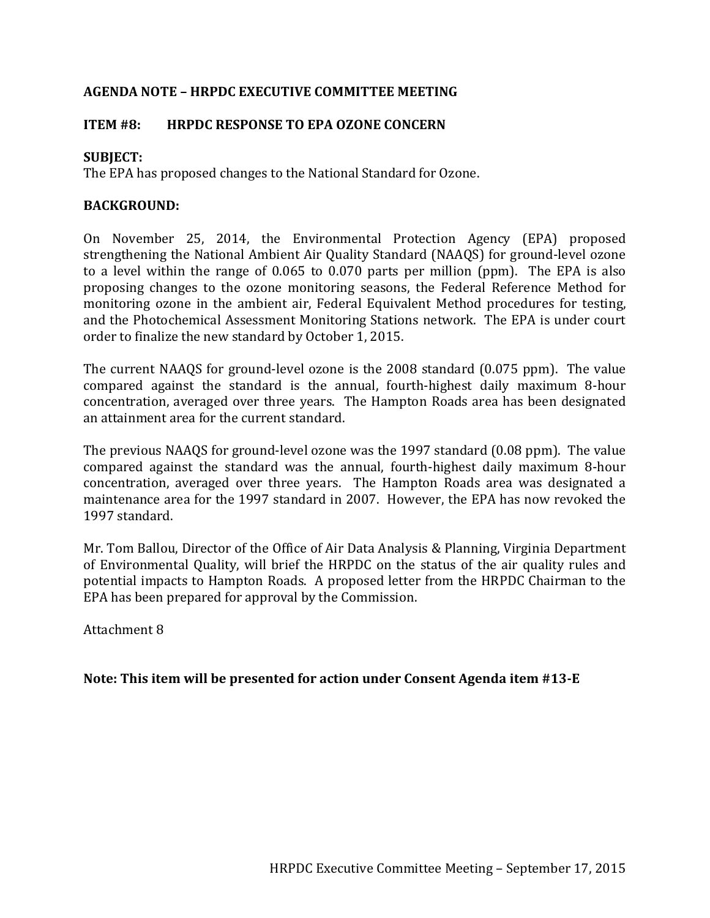**AGENDA NOTE – HRPDC EXECUTIVE COMMITTEE MEETING**

**ITEM #8: HRPDC RESPONSE TO EPA OZONE CONCERN**

**SUBJECT:**
The EPA has proposed changes to the National Standard for Ozone.

**BACKGROUND:**

On November 25, 2014, the Environmental Protection Agency (EPA) proposed strengthening the National Ambient Air Quality Standard (NAAQS) for ground-level ozone to a level within the range of 0.065 to 0.070 parts per million (ppm). The EPA is also proposing changes to the ozone monitoring seasons, the Federal Reference Method for monitoring ozone in the ambient air, Federal Equivalent Method procedures for testing, and the Photochemical Assessment Monitoring Stations network. The EPA is under court order to finalize the new standard by October 1, 2015.

The current NAAQS for ground-level ozone is the 2008 standard (0.075 ppm). The value compared against the standard is the annual, fourth-highest daily maximum 8-hour concentration, averaged over three years. The Hampton Roads area has been designated an attainment area for the current standard.

The previous NAAQS for ground-level ozone was the 1997 standard (0.08 ppm). The value compared against the standard was the annual, fourth-highest daily maximum 8-hour concentration, averaged over three years. The Hampton Roads area was designated a maintenance area for the 1997 standard in 2007. However, the EPA has now revoked the 1997 standard.

Mr. Tom Ballou, Director of the Office of Air Data Analysis & Planning, Virginia Department of Environmental Quality, will brief the HRPDC on the status of the air quality rules and potential impacts to Hampton Roads. A proposed letter from the HRPDC Chairman to the EPA has been prepared for approval by the Commission.

Attachment 8

**Note: This item will be presented for action under Consent Agenda item #13-E**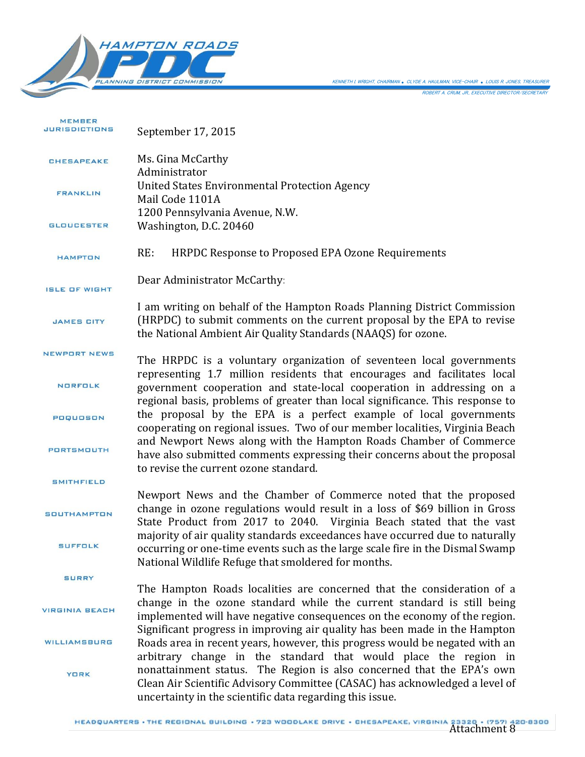MEMBER JURISDICTIONS

CHESAPEAKE

FRANKLIN

GLOUCESTER

HAMPTON

ISLE OF WIGHT

JAMES CITY

NEWPORT NEWS

NORFOLK

POQUOSON

PORTSMOUTH

SMITHFIELD

SOUTHAMPTON

SUFFOLK

SURRY

VIRGINIA BEACH

WILLIAMSBURG

YORK

September 17, 2015

Ms. Gina McCarthy
Administrator
United States Environmental Protection Agency
Mail Code 1101A
1200 Pennsylvania Avenue, N.W.
Washington, D.C. 20460

RE: HRPDC Response to Proposed EPA Ozone Requirements

Dear Administrator McCarthy:

I am writing on behalf of the Hampton Roads Planning District Commission (HRPDC) to submit comments on the current proposal by the EPA to revise the National Ambient Air Quality Standards (NAAQS) for ozone.

The HRPDC is a voluntary organization of seventeen local governments representing 1.7 million residents that encourages and facilitates local government cooperation and state-local cooperation in addressing on a regional basis, problems of greater than local significance. This response to the proposal by the EPA is a perfect example of local governments cooperating on regional issues. Two of our member localities, Virginia Beach and Newport News along with the Hampton Roads Chamber of Commerce have also submitted comments expressing their concerns about the proposal to revise the current ozone standard.

Newport News and the Chamber of Commerce noted that the proposed change in ozone regulations would result in a loss of $69 billion in Gross State Product from 2017 to 2040. Virginia Beach stated that the vast majority of air quality standards exceedances have occurred due to naturally occurring or one-time events such as the large scale fire in the Dismal Swamp National Wildlife Refuge that smoldered for months.

The Hampton Roads localities are concerned that the consideration of a change in the ozone standard while the current standard is still being implemented will have negative consequences on the economy of the region. Significant progress in improving air quality has been made in the Hampton Roads area in recent years, however, this progress would be negated with an arbitrary change in the standard that would place the region in nonattainment status. The Region is also concerned that the EPA's own Clean Air Scientific Advisory Committee (CASAC) has acknowledged a level of uncertainty in the scientific data regarding this issue.

Attachment 8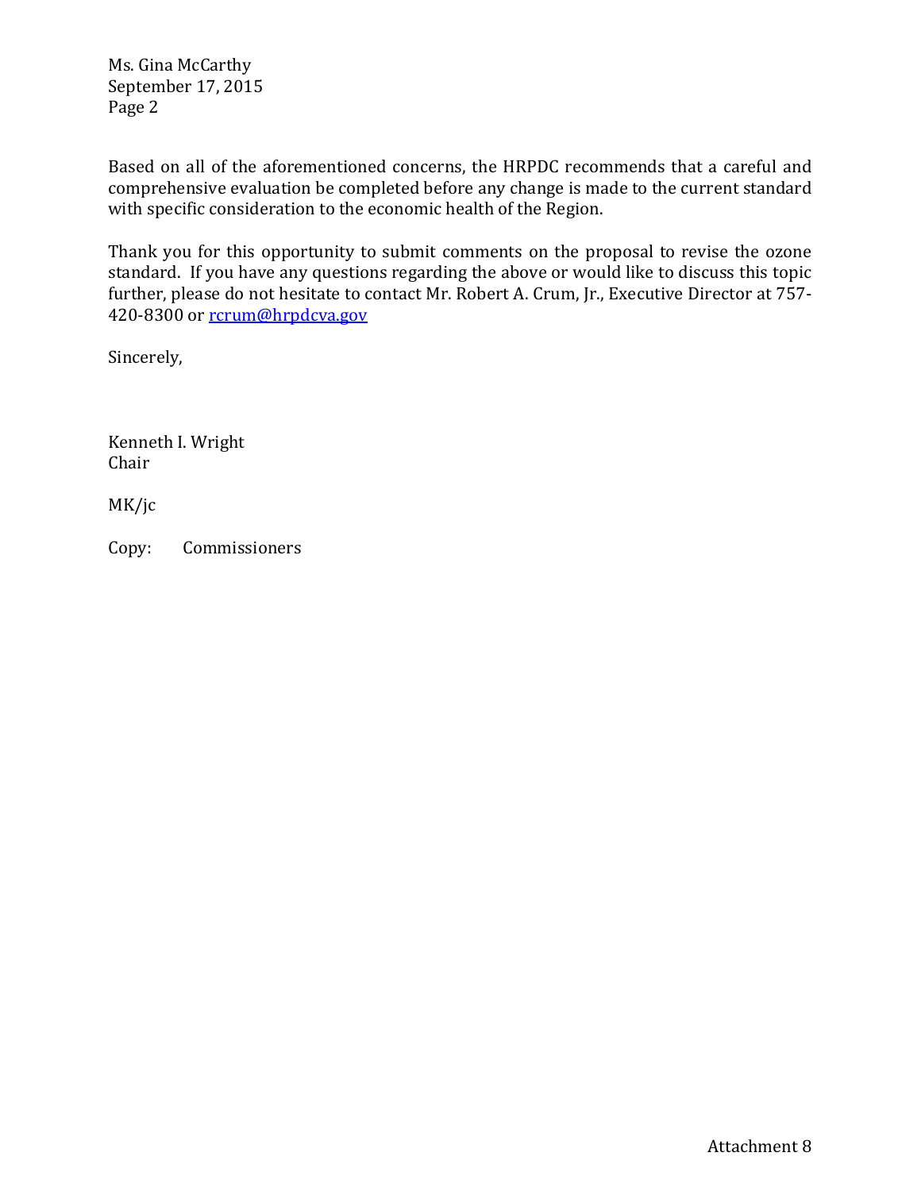Ms. Gina McCarthy
September 17, 2015
Page 2

Based on all of the aforementioned concerns, the HRPDC recommends that a careful and comprehensive evaluation be completed before any change is made to the current standard with specific consideration to the economic health of the Region.

Thank you for this opportunity to submit comments on the proposal to revise the ozone standard. If you have any questions regarding the above or would like to discuss this topic further, please do not hesitate to contact Mr. Robert A. Crum, Jr., Executive Director at 757-420-8300 or rcrum@hrpdcva.gov

Sincerely,

Kenneth I. Wright
Chair

MK/jc

Copy: Commissioners

Attachment 8